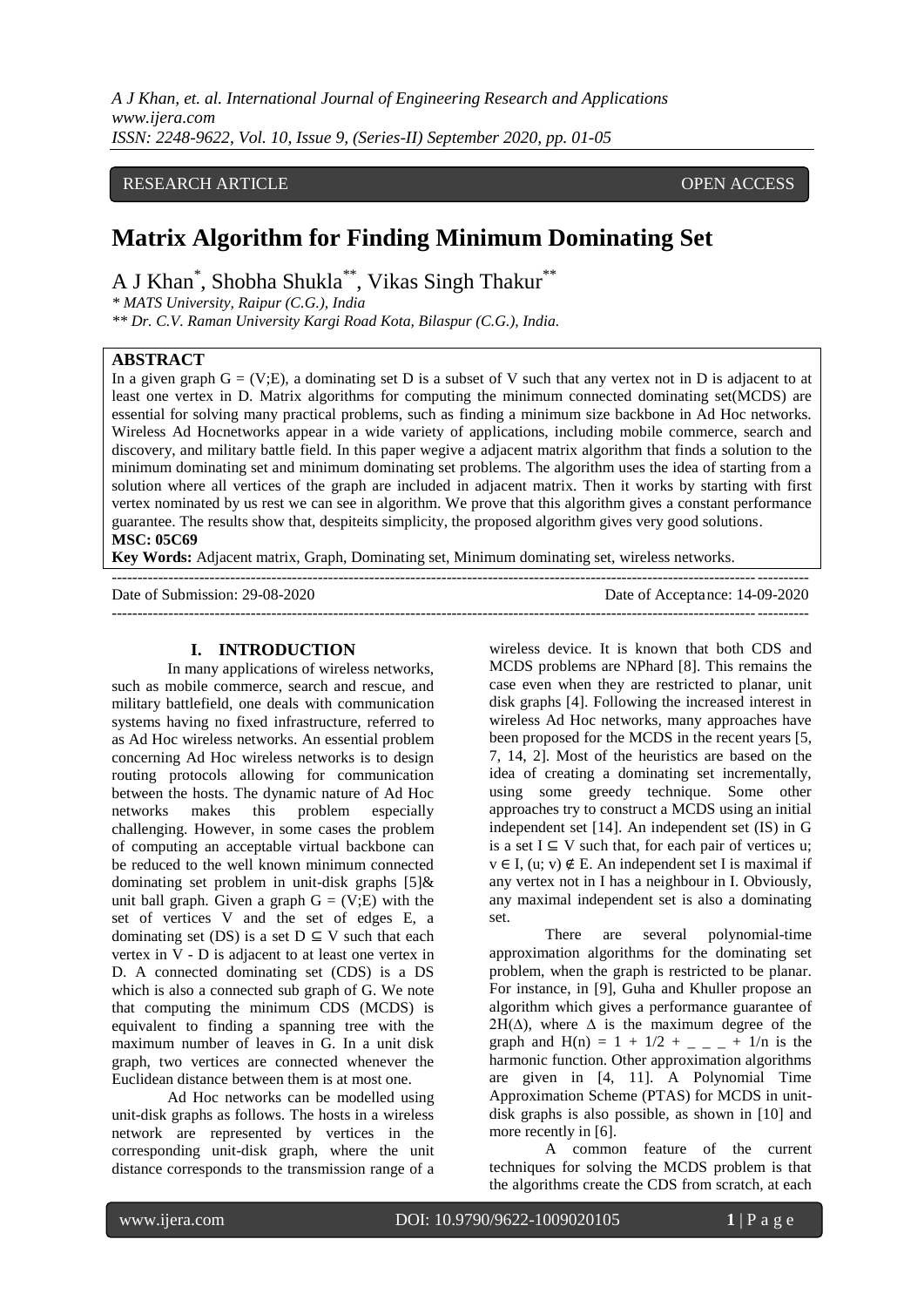RESEARCH ARTICLE OPEN ACCESS

# Matrix Algorithm for Finding Minimum Dominating Set

A J Khan[*], Shobha Shukla[**], Vikas Singh Thakur[**]

*\* MATS University, Raipur (C.G.), India*

*\*\* Dr. C.V. Raman University Kargi Road Kota, Bilaspur (C.G.), India.*

## ABSTRACT

In a given graph G = (V;E), a dominating set D is a subset of V such that any vertex not in D is adjacent to at least one vertex in D. Matrix algorithms for computing the minimum connected dominating set(MCDS) are essential for solving many practical problems, such as finding a minimum size backbone in Ad Hoc networks. Wireless Ad Hocnetworks appear in a wide variety of applications, including mobile commerce, search and discovery, and military battle field. In this paper wegive a adjacent matrix algorithm that finds a solution to the minimum dominating set and minimum dominating set problems. The algorithm uses the idea of starting from a solution where all vertices of the graph are included in adjacent matrix. Then it works by starting with first vertex nominated by us rest we can see in algorithm. We prove that this algorithm gives a constant performance guarantee. The results show that, despiteits simplicity, the proposed algorithm gives very good solutions.

**MSC: 05C69**

**Key Words:** Adjacent matrix, Graph, Dominating set, Minimum dominating set, wireless networks.

---

Date of Submission: 29-08-2020 Date of Acceptance: 14-09-2020

---

## I. INTRODUCTION

In many applications of wireless networks, such as mobile commerce, search and rescue, and military battlefield, one deals with communication systems having no fixed infrastructure, referred to as Ad Hoc wireless networks. An essential problem concerning Ad Hoc wireless networks is to design routing protocols allowing for communication between the hosts. The dynamic nature of Ad Hoc networks makes this problem especially challenging. However, in some cases the problem of computing an acceptable virtual backbone can be reduced to the well known minimum connected dominating set problem in unit-disk graphs [5]& unit ball graph. Given a graph G = (V;E) with the set of vertices V and the set of edges E, a dominating set (DS) is a set $D \subseteq V$ such that each vertex in V - D is adjacent to at least one vertex in D. A connected dominating set (CDS) is a DS which is also a connected sub graph of G. We note that computing the minimum CDS (MCDS) is equivalent to finding a spanning tree with the maximum number of leaves in G. In a unit disk graph, two vertices are connected whenever the Euclidean distance between them is at most one.

Ad Hoc networks can be modelled using unit-disk graphs as follows. The hosts in a wireless network are represented by vertices in the corresponding unit-disk graph, where the unit distance corresponds to the transmission range of a wireless device. It is known that both CDS and MCDS problems are NPhard [8]. This remains the case even when they are restricted to planar, unit disk graphs [4]. Following the increased interest in wireless Ad Hoc networks, many approaches have been proposed for the MCDS in the recent years [5, 7, 14, 2]. Most of the heuristics are based on the idea of creating a dominating set incrementally, using some greedy technique. Some other approaches try to construct a MCDS using an initial independent set [14]. An independent set (IS) in G is a set $I \subseteq V$ such that, for each pair of vertices u; $v \in I$, $(u; v) \notin E$. An independent set I is maximal if any vertex not in I has a neighbour in I. Obviously, any maximal independent set is also a dominating set.

There are several polynomial-time approximation algorithms for the dominating set problem, when the graph is restricted to be planar. For instance, in [9], Guha and Khuller propose an algorithm which gives a performance guarantee of $2H(\Delta)$, where $\Delta$ is the maximum degree of the graph and $H(n) = 1 + 1/2 + \_ \_ \_ + 1/n$ is the harmonic function. Other approximation algorithms are given in [4, 11]. A Polynomial Time Approximation Scheme (PTAS) for MCDS in unit-disk graphs is also possible, as shown in [10] and more recently in [6].

A common feature of the current techniques for solving the MCDS problem is that the algorithms create the CDS from scratch, at each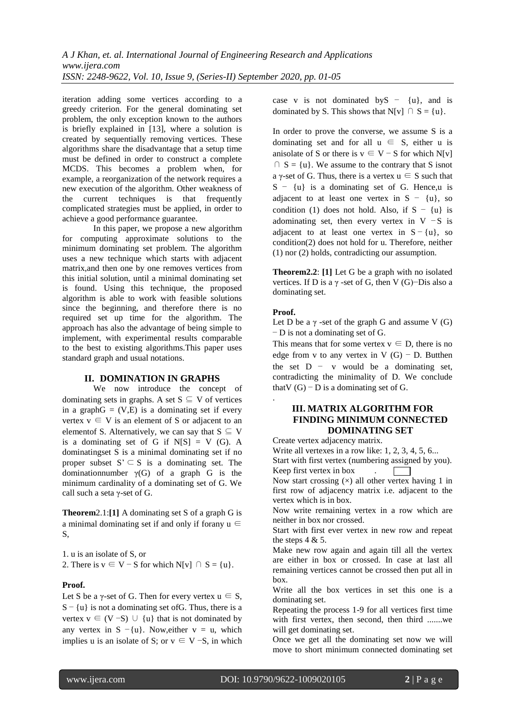iteration adding some vertices according to a greedy criterion. For the general dominating set problem, the only exception known to the authors is briefly explained in [13], where a solution is created by sequentially removing vertices. These algorithms share the disadvantage that a setup time must be defined in order to construct a complete MCDS. This becomes a problem when, for example, a reorganization of the network requires a new execution of the algorithm. Other weakness of the current techniques is that frequently complicated strategies must be applied, in order to achieve a good performance guarantee.

In this paper, we propose a new algorithm for computing approximate solutions to the minimum dominating set problem. The algorithm uses a new technique which starts with adjacent matrix,and then one by one removes vertices from this initial solution, until a minimal dominating set is found. Using this technique, the proposed algorithm is able to work with feasible solutions since the beginning, and therefore there is no required set up time for the algorithm. The approach has also the advantage of being simple to implement, with experimental results comparable to the best to existing algorithms.This paper uses standard graph and usual notations.

## II. DOMINATION IN GRAPHS

We now introduce the concept of dominating sets in graphs. A set $S \subseteq V$ of vertices in a graph$G = (V,E)$ is a dominating set if every vertex $v \in V$ is an element of S or adjacent to an elementof S. Alternatively, we can say that $S \subseteq V$ is a dominating set of G if $N[S] = V(G)$. A dominatingset S is a minimal dominating set if no proper subset $S' \subset S$ is a dominating set. The dominationnumber $\gamma(G)$ of a graph G is the minimum cardinality of a dominating set of G. We call such a seta $\gamma$-set of G.

**Theorem** 2.1:**[1]** A dominating set S of a graph G is a minimal dominating set if and only if foranу $u \in S$,

1. u is an isolate of S, or
2. There is $v \in V - S$ for which $N[v] \cap S = \{u\}$.

**Proof.**

Let S be a $\gamma$-set of G. Then for every vertex $u \in S$, $S - \{u\}$ is not a dominating set ofG. Thus, there is a vertex $v \in (V - S) \cup \{u\}$ that is not dominated by any vertex in $S - \{u\}$. Now,either $v = u$, which implies u is an isolate of S; or $v \in V - S$, in which case v is not dominated by$S - \{u\}$, and is dominated by S. This shows that $N[v] \cap S = \{u\}$.

In order to prove the converse, we assume S is a dominating set and for all $u \in S$, either u is anisolate of S or there is $v \in V - S$ for which $N[v] \cap S = \{u\}$. We assume to the contrary that S isnot a $\gamma$-set of G. Thus, there is a vertex $u \in S$ such that $S - \{u\}$ is a dominating set of G. Hence,u is adjacent to at least one vertex in $S - \{u\}$, so condition (1) does not hold. Also, if $S - \{u\}$ is adominating set, then every vertex in $V - S$ is adjacent to at least one vertex in $S - \{u\}$, so condition(2) does not hold for u. Therefore, neither (1) nor (2) holds, contradicting our assumption.

**Theorem2.2**: **[1]** Let G be a graph with no isolated vertices. If D is a $\gamma$ -set of G, then $V(G) - D$is also a dominating set.

**Proof.**

Let D be a $\gamma$ -set of the graph G and assume $V(G) - D$ is not a dominating set of G.

This means that for some vertex $v \in D$, there is no edge from v to any vertex in $V(G) - D$. Butthen the set $D - v$ would be a dominating set, contradicting the minimality of D. We conclude that$V(G) - D$ is a dominating set of G.

## III. MATRIX ALGORITHM FOR FINDING MINIMUM CONNECTED DOMINATING SET

Create vertex adjacency matrix.

Write all vertexes in a row like: 1, 2, 3, 4, 5, 6...

Start with first vertex (numbering assigned by you).

Keep first vertex in box .

Now start crossing (×) all other vertex having 1 in first row of adjacency matrix i.e. adjacent to the vertex which is in box.

Now write remaining vertex in a row which are neither in box nor crossed.

Start with first ever vertex in new row and repeat the steps 4 & 5.

Make new row again and again till all the vertex are either in box or crossed. In case at last all remaining vertices cannot be crossed then put all in box.

Write all the box vertices in set this one is a dominating set.

Repeating the process 1-9 for all vertices first time with first vertex, then second, then third .......we will get dominating set.

Once we get all the dominating set now we will move to short minimum connected dominating set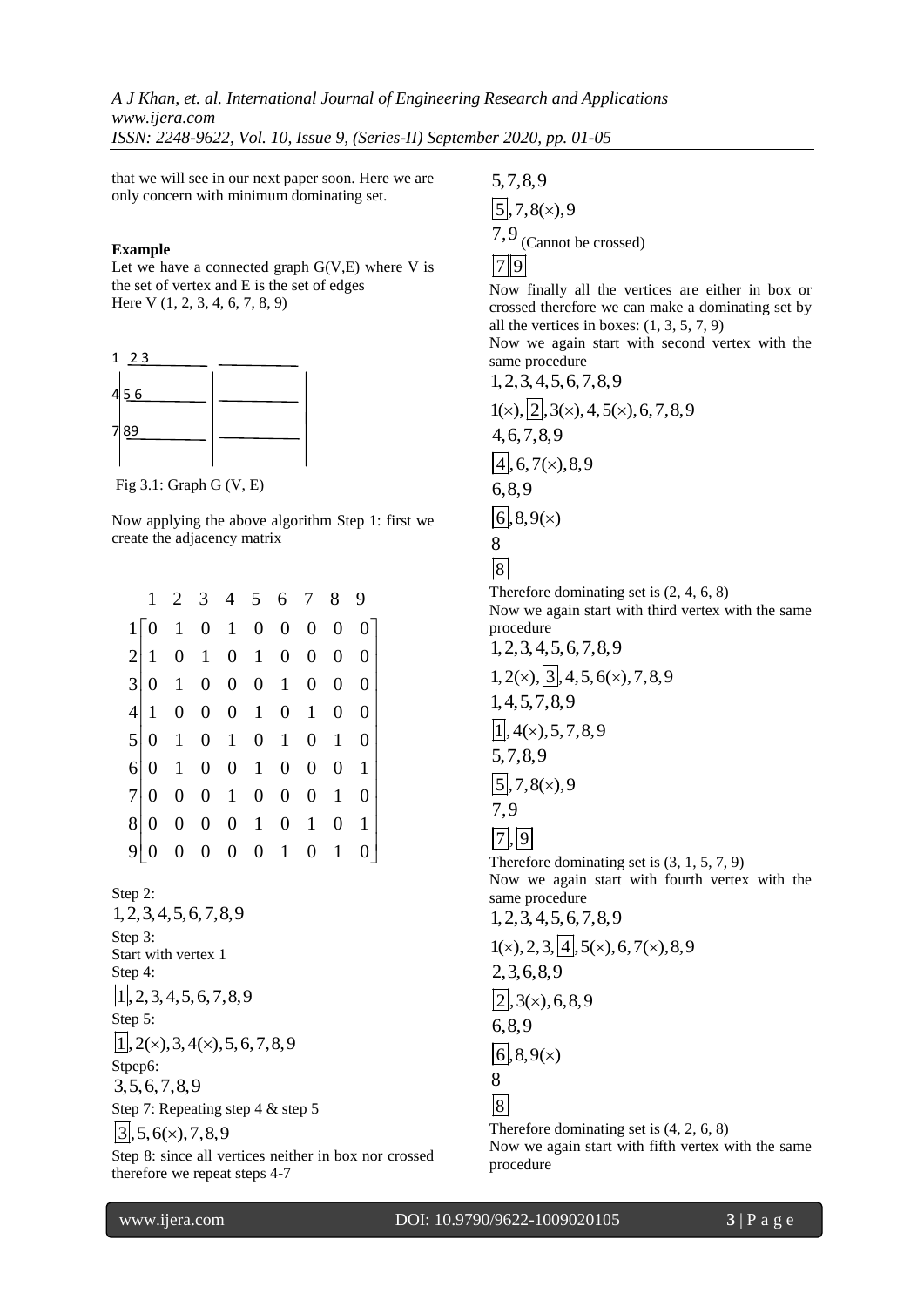that we will see in our next paper soon. Here we are only concern with minimum dominating set.

**Example**

Let we have a connected graph G(V,E) where V is the set of vertex and E is the set of edges
Here V (1, 2, 3, 4, 6, 7, 8, 9)

Fig 3.1: Graph G (V, E)

Now applying the above algorithm Step 1: first we create the adjacency matrix

$$\begin{array}{c} \\ 1 \\ 2 \\ 3 \\ 4 \\ 5 \\ 6 \\ 7 \\ 8 \\ 9 \end{array}\begin{array}{c} \begin{array}{ccccccccc} 1 & 2 & 3 & 4 & 5 & 6 & 7 & 8 & 9 \end{array} \\ \begin{bmatrix} 0 & 1 & 0 & 1 & 0 & 0 & 0 & 0 & 0 \\ 1 & 0 & 1 & 0 & 1 & 0 & 0 & 0 & 0 \\ 0 & 1 & 0 & 0 & 0 & 1 & 0 & 0 & 0 \\ 1 & 0 & 0 & 0 & 1 & 0 & 1 & 0 & 0 \\ 0 & 1 & 0 & 1 & 0 & 1 & 0 & 1 & 0 \\ 0 & 1 & 0 & 0 & 1 & 0 & 0 & 0 & 1 \\ 0 & 0 & 0 & 1 & 0 & 0 & 0 & 1 & 0 \\ 0 & 0 & 0 & 0 & 1 & 0 & 1 & 0 & 1 \\ 0 & 0 & 0 & 0 & 0 & 1 & 0 & 1 & 0 \end{bmatrix} \end{array}$$

Step 2:

$1,2,3,4,5,6,7,8,9$

Step 3:
Start with vertex 1

Step 4:

$\boxed{1},2,3,4,5,6,7,8,9$

Step 5:

$\boxed{1},2(\times),3,4(\times),5,6,7,8,9$

Stpep6:

$3,5,6,7,8,9$

Step 7: Repeating step 4 & step 5

$\boxed{3},5,6(\times),7,8,9$

Step 8: since all vertices neither in box nor crossed therefore we repeat steps 4-7

$5,7,8,9$

$\boxed{5},7,8(\times),9$

$7,9$ (Cannot be crossed)

$\boxed{7}\boxed{9}$

Now finally all the vertices are either in box or crossed therefore we can make a dominating set by all the vertices in boxes: (1, 3, 5, 7, 9)

Now we again start with second vertex with the same procedure

$1,2,3,4,5,6,7,8,9$

$1(\times),\boxed{2},3(\times),4,5(\times),6,7,8,9$

$4,6,7,8,9$

$\boxed{4},6,7(\times),8,9$

$6,8,9$

$\boxed{6},8,9(\times)$

$8$

$\boxed{8}$

Therefore dominating set is (2, 4, 6, 8)

Now we again start with third vertex with the same procedure

$1,2,3,4,5,6,7,8,9$

$1,2(\times),\boxed{3},4,5,6(\times),7,8,9$

$1,4,5,7,8,9$

$\boxed{1},4(\times),5,7,8,9$

$5,7,8,9$

$\boxed{5},7,8(\times),9$

$7,9$

$\boxed{7},\boxed{9}$

Therefore dominating set is (3, 1, 5, 7, 9)

Now we again start with fourth vertex with the same procedure

$1,2,3,4,5,6,7,8,9$

$1(\times),2,3,\boxed{4},5(\times),6,7(\times),8,9$

$2,3,6,8,9$

$\boxed{2},3(\times),6,8,9$

$6,8,9$

$\boxed{6},8,9(\times)$

$8$

$\boxed{8}$

Therefore dominating set is (4, 2, 6, 8)

Now we again start with fifth vertex with the same procedure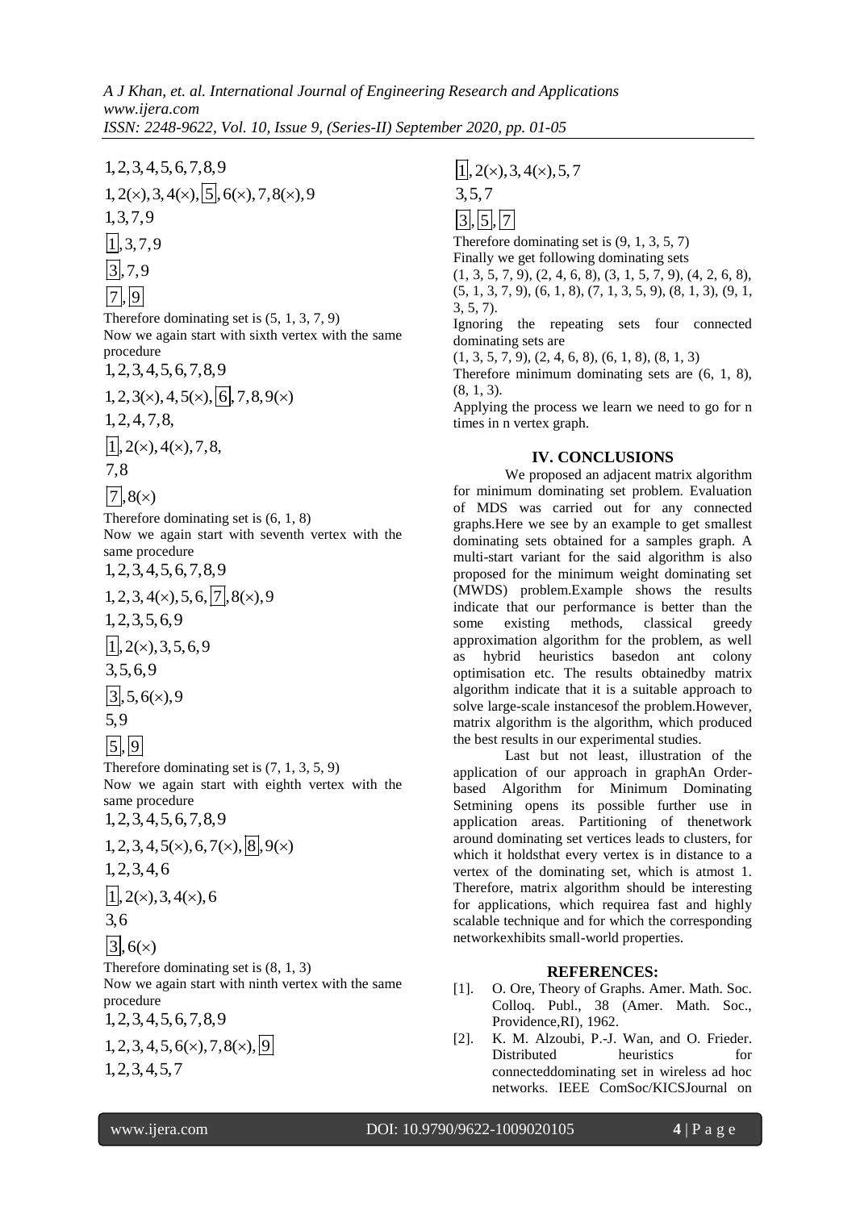$1, 2, 3, 4, 5, 6, 7, 8, 9$

$1, 2(\times), 3, 4(\times), \boxed{5}, 6(\times), 7, 8(\times), 9$

$1, 3, 7, 9$

$\boxed{1}, 3, 7, 9$

$\boxed{3}, 7, 9$

$\boxed{7}, \boxed{9}$

Therefore dominating set is (5, 1, 3, 7, 9)

Now we again start with sixth vertex with the same procedure

$1, 2, 3, 4, 5, 6, 7, 8, 9$

$1, 2, 3(\times), 4, 5(\times), \boxed{6}, 7, 8, 9(\times)$

$1, 2, 4, 7, 8,$

$\boxed{1}, 2(\times), 4(\times), 7, 8,$

$7, 8$

$\boxed{7}, 8(\times)$

Therefore dominating set is (6, 1, 8)

Now we again start with seventh vertex with the same procedure

$1, 2, 3, 4, 5, 6, 7, 8, 9$

$1, 2, 3, 4(\times), 5, 6, \boxed{7}, 8(\times), 9$

$1, 2, 3, 5, 6, 9$

$\boxed{1}, 2(\times), 3, 5, 6, 9$

$3, 5, 6, 9$

$\boxed{3}, 5, 6(\times), 9$

$5, 9$

$\boxed{5}, \boxed{9}$

Therefore dominating set is (7, 1, 3, 5, 9)

Now we again start with eighth vertex with the same procedure

$1, 2, 3, 4, 5, 6, 7, 8, 9$

$1, 2, 3, 4, 5(\times), 6, 7(\times), \boxed{8}, 9(\times)$

$1, 2, 3, 4, 6$

$\boxed{1}, 2(\times), 3, 4(\times), 6$

$3, 6$

$\boxed{3}, 6(\times)$

Therefore dominating set is (8, 1, 3)

Now we again start with ninth vertex with the same procedure

$1, 2, 3, 4, 5, 6, 7, 8, 9$

$1, 2, 3, 4, 5, 6(\times), 7, 8(\times), \boxed{9}$

$1, 2, 3, 4, 5, 7$

$\boxed{1}, 2(\times), 3, 4(\times), 5, 7$

$3, 5, 7$

$\boxed{3}, \boxed{5}, \boxed{7}$

Therefore dominating set is (9, 1, 3, 5, 7)

Finally we get following dominating sets

(1, 3, 5, 7, 9), (2, 4, 6, 8), (3, 1, 5, 7, 9), (4, 2, 6, 8), (5, 1, 3, 7, 9), (6, 1, 8), (7, 1, 3, 5, 9), (8, 1, 3), (9, 1, 3, 5, 7).

Ignoring the repeating sets four connected dominating sets are

(1, 3, 5, 7, 9), (2, 4, 6, 8), (6, 1, 8), (8, 1, 3)

Therefore minimum dominating sets are (6, 1, 8), (8, 1, 3).

Applying the process we learn we need to go for n times in n vertex graph.

## IV. CONCLUSIONS

We proposed an adjacent matrix algorithm for minimum dominating set problem. Evaluation of MDS was carried out for any connected graphs.Here we see by an example to get smallest dominating sets obtained for a samples graph. A multi-start variant for the said algorithm is also proposed for the minimum weight dominating set (MWDS) problem.Example shows the results indicate that our performance is better than the some existing methods, classical greedy approximation algorithm for the problem, as well as hybrid heuristics basedon ant colony optimisation etc. The results obtainedby matrix algorithm indicate that it is a suitable approach to solve large-scale instancesof the problem.However, matrix algorithm is the algorithm, which produced the best results in our experimental studies.

Last but not least, illustration of the application of our approach in graphAn Order-based Algorithm for Minimum Dominating Setmining opens its possible further use in application areas. Partitioning of thenetwork around dominating set vertices leads to clusters, for which it holdsthat every vertex is in distance to a vertex of the dominating set, which is atmost 1. Therefore, matrix algorithm should be interesting for applications, which requirea fast and highly scalable technique and for which the corresponding networkexhibits small-world properties.

## REFERENCES:

[1]. O. Ore, Theory of Graphs. Amer. Math. Soc. Colloq. Publ., 38 (Amer. Math. Soc., Providence,RI), 1962.

[2]. K. M. Alzoubi, P.-J. Wan, and O. Frieder. Distributed heuristics for connecteddominating set in wireless ad hoc networks. IEEE ComSoc/KICSJournal on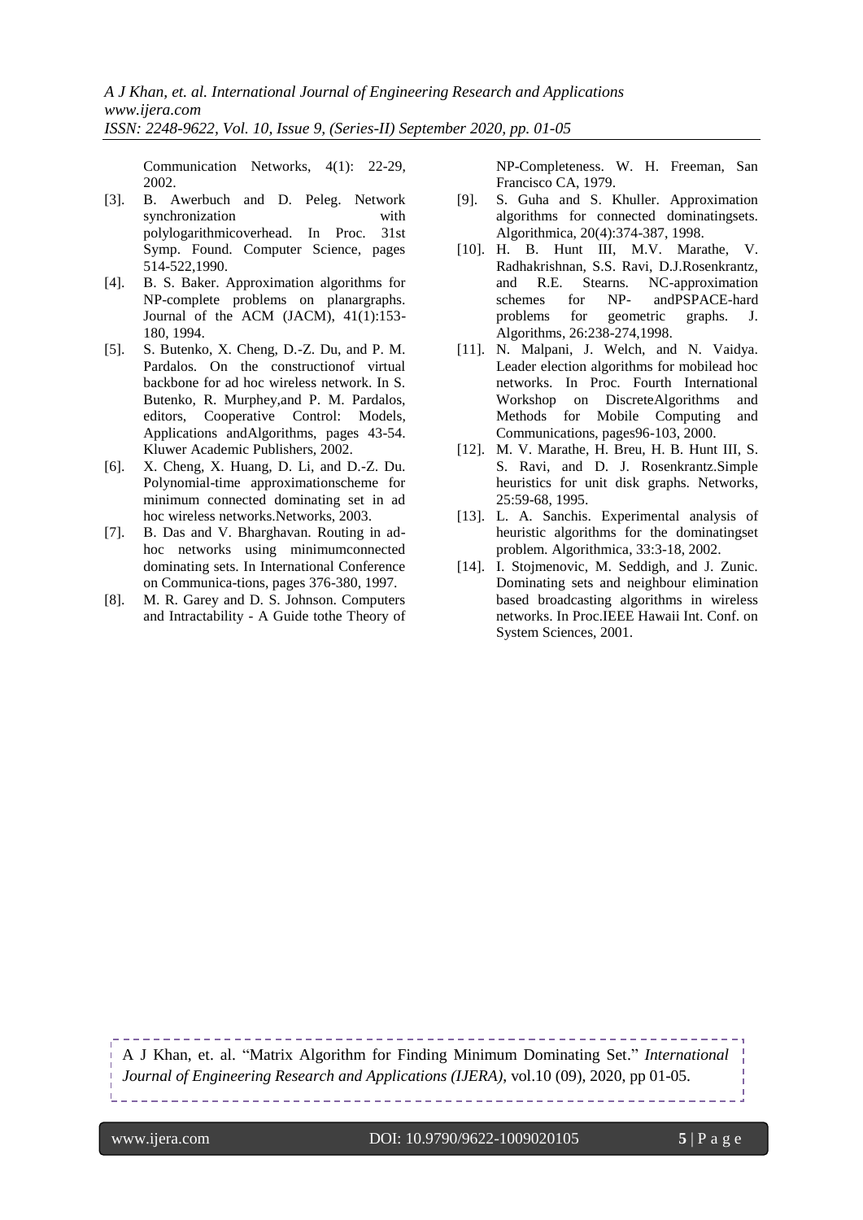Communication Networks, 4(1): 22-29, 2002.

- [3]. B. Awerbuch and D. Peleg. Network synchronization with polylogarithmicoverhead. In Proc. 31st Symp. Found. Computer Science, pages 514-522,1990.
- [4]. B. S. Baker. Approximation algorithms for NP-complete problems on planargraphs. Journal of the ACM (JACM), 41(1):153-180, 1994.
- [5]. S. Butenko, X. Cheng, D.-Z. Du, and P. M. Pardalos. On the constructionof virtual backbone for ad hoc wireless network. In S. Butenko, R. Murphey,and P. M. Pardalos, editors, Cooperative Control: Models, Applications andAlgorithms, pages 43-54. Kluwer Academic Publishers, 2002.
- [6]. X. Cheng, X. Huang, D. Li, and D.-Z. Du. Polynomial-time approximationscheme for minimum connected dominating set in ad hoc wireless networks.Networks, 2003.
- [7]. B. Das and V. Bharghavan. Routing in ad-hoc networks using minimumconnected dominating sets. In International Conference on Communica-tions, pages 376-380, 1997.
- [8]. M. R. Garey and D. S. Johnson. Computers and Intractability - A Guide tothe Theory of NP-Completeness. W. H. Freeman, San Francisco CA, 1979.
- [9]. S. Guha and S. Khuller. Approximation algorithms for connected dominatingsets. Algorithmica, 20(4):374-387, 1998.
- [10]. H. B. Hunt III, M.V. Marathe, V. Radhakrishnan, S.S. Ravi, D.J.Rosenkrantz, and R.E. Stearns. NC-approximation schemes for NP- andPSPACE-hard problems for geometric graphs. J. Algorithms, 26:238-274,1998.
- [11]. N. Malpani, J. Welch, and N. Vaidya. Leader election algorithms for mobilead hoc networks. In Proc. Fourth International Workshop on DiscreteAlgorithms and Methods for Mobile Computing and Communications, pages96-103, 2000.
- [12]. M. V. Marathe, H. Breu, H. B. Hunt III, S. S. Ravi, and D. J. Rosenkrantz.Simple heuristics for unit disk graphs. Networks, 25:59-68, 1995.
- [13]. L. A. Sanchis. Experimental analysis of heuristic algorithms for the dominatingset problem. Algorithmica, 33:3-18, 2002.
- [14]. I. Stojmenovic, M. Seddigh, and J. Zunic. Dominating sets and neighbour elimination based broadcasting algorithms in wireless networks. In Proc.IEEE Hawaii Int. Conf. on System Sciences, 2001.

A J Khan, et. al. "Matrix Algorithm for Finding Minimum Dominating Set." *International Journal of Engineering Research and Applications (IJERA)*, vol.10 (09), 2020, pp 01-05.